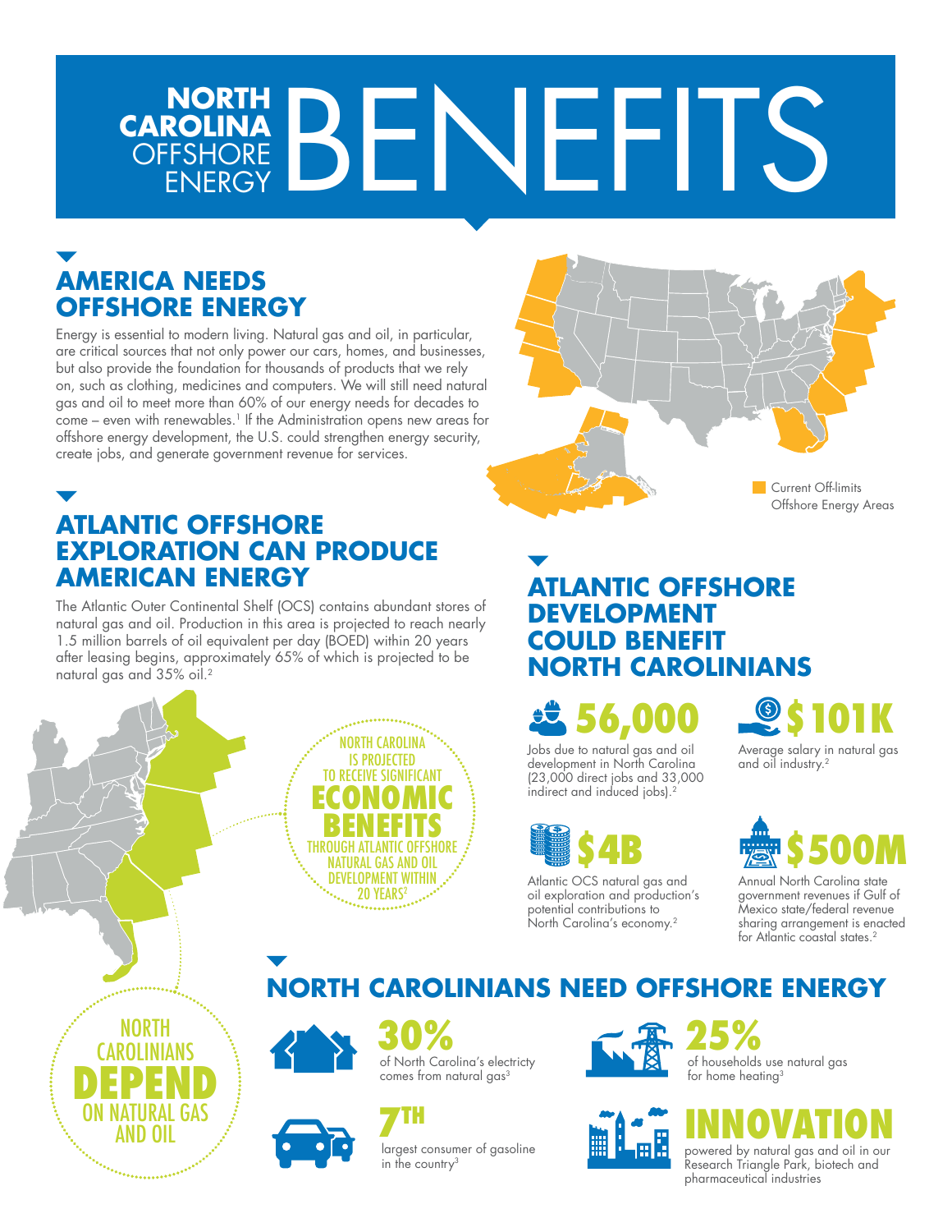# NORTH CAROLINA OFFSHORE ENERGY BENEFITS

## AMERICA NEEDS OFFSHORE ENERGY

Energy is essential to modern living. Natural gas and oil, in particular, are critical sources that not only power our cars, homes, and businesses, but also provide the foundation for thousands of products that we rely on, such as clothing, medicines and computers. We will still need natural gas and oil to meet more than 60% of our energy needs for decades to come – even with renewables.[1] If the Administration opens new areas for offshore energy development, the U.S. could strengthen energy security, create jobs, and generate government revenue for services.

Current Off-limits Offshore Energy Areas

## ATLANTIC OFFSHORE EXPLORATION CAN PRODUCE AMERICAN ENERGY

The Atlantic Outer Continental Shelf (OCS) contains abundant stores of natural gas and oil. Production in this area is projected to reach nearly 1.5 million barrels of oil equivalent per day (BOED) within 20 years after leasing begins, approximately 65% of which is projected to be natural gas and 35% oil.[2]

NORTH CAROLINA IS PROJECTED TO RECEIVE SIGNIFICANT **ECONOMIC BENEFITS** THROUGH ATLANTIC OFFSHORE NATURAL GAS AND OIL DEVELOPMENT WITHIN 20 YEARS[2]

## ATLANTIC OFFSHORE DEVELOPMENT COULD BENEFIT NORTH CAROLINIANS

**56,000**
Jobs due to natural gas and oil development in North Carolina (23,000 direct jobs and 33,000 indirect and induced jobs).[2]

**$101K**
Average salary in natural gas and oil industry.[2]

**$4B**
Atlantic OCS natural gas and oil exploration and production's potential contributions to North Carolina's economy.[2]

**$500M**
Annual North Carolina state government revenues if Gulf of Mexico state/federal revenue sharing arrangement is enacted for Atlantic coastal states.[2]

NORTH CAROLINIANS **DEPEND** ON NATURAL GAS AND OIL

## NORTH CAROLINIANS NEED OFFSHORE ENERGY

**30%**
of North Carolina's electricty comes from natural gas[3]

**25%**
of households use natural gas for home heating[3]

**7TH**
largest consumer of gasoline in the country[3]

**INNOVATION**
powered by natural gas and oil in our Research Triangle Park, biotech and pharmaceutical industries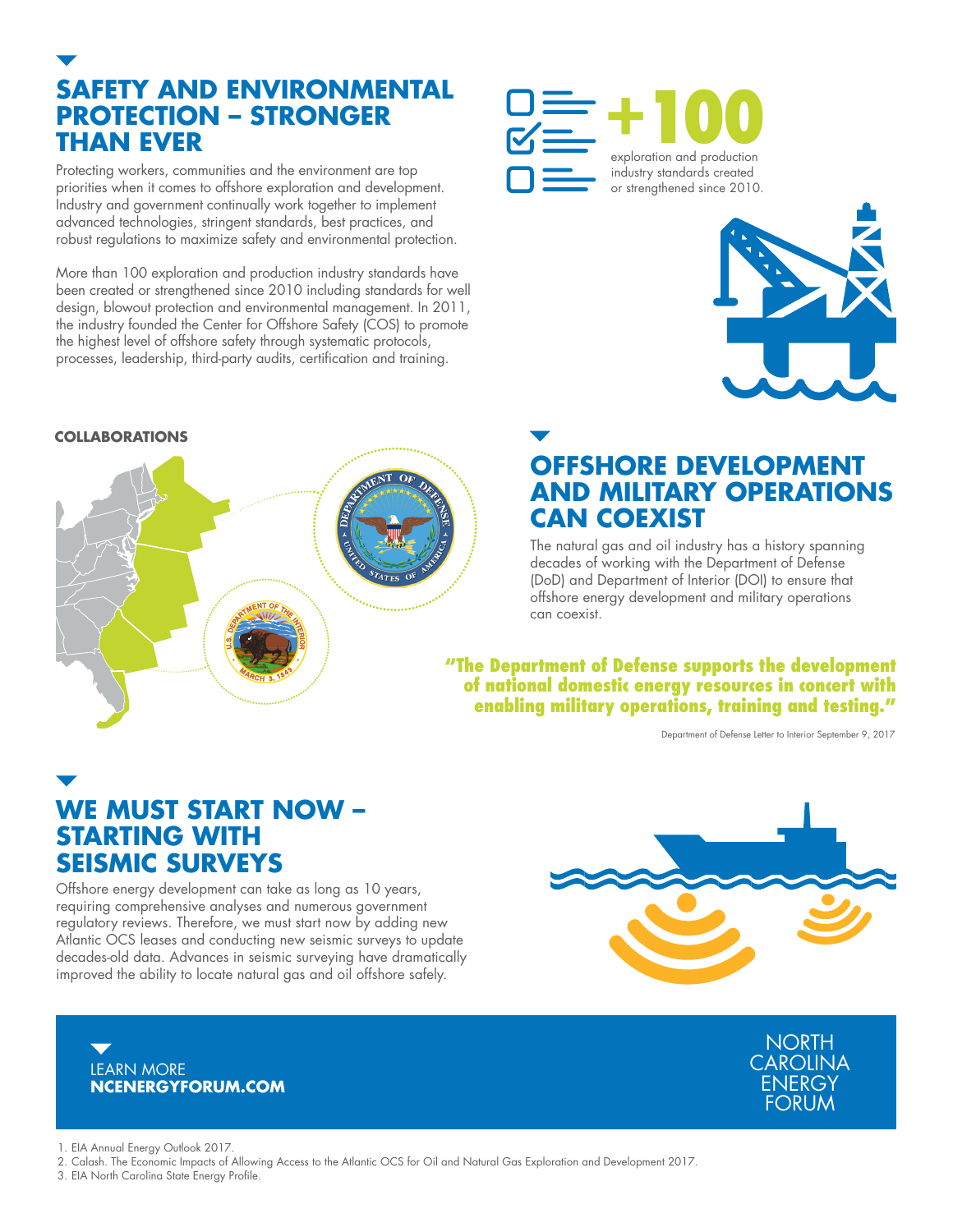## SAFETY AND ENVIRONMENTAL PROTECTION – STRONGER THAN EVER

Protecting workers, communities and the environment are top priorities when it comes to offshore exploration and development. Industry and government continually work together to implement advanced technologies, stringent standards, best practices, and robust regulations to maximize safety and environmental protection.

More than 100 exploration and production industry standards have been created or strengthened since 2010 including standards for well design, blowout protection and environmental management. In 2011, the industry founded the Center for Offshore Safety (COS) to promote the highest level of offshore safety through systematic protocols, processes, leadership, third-party audits, certification and training.

**+100**

exploration and production industry standards created or strengthened since 2010.

**COLLABORATIONS**

## OFFSHORE DEVELOPMENT AND MILITARY OPERATIONS CAN COEXIST

The natural gas and oil industry has a history spanning decades of working with the Department of Defense (DoD) and Department of Interior (DOI) to ensure that offshore energy development and military operations can coexist.

**"The Department of Defense supports the development of national domestic energy resources in concert with enabling military operations, training and testing."**

Department of Defense Letter to Interior September 9, 2017

## WE MUST START NOW – STARTING WITH SEISMIC SURVEYS

Offshore energy development can take as long as 10 years, requiring comprehensive analyses and numerous government regulatory reviews. Therefore, we must start now by adding new Atlantic OCS leases and conducting new seismic surveys to update decades-old data. Advances in seismic surveying have dramatically improved the ability to locate natural gas and oil offshore safely.

LEARN MORE
**NCENERGYFORUM.COM**

NORTH CAROLINA ENERGY FORUM

1. EIA Annual Energy Outlook 2017.
2. Calash. The Economic Impacts of Allowing Access to the Atlantic OCS for Oil and Natural Gas Exploration and Development 2017.
3. EIA North Carolina State Energy Profile.